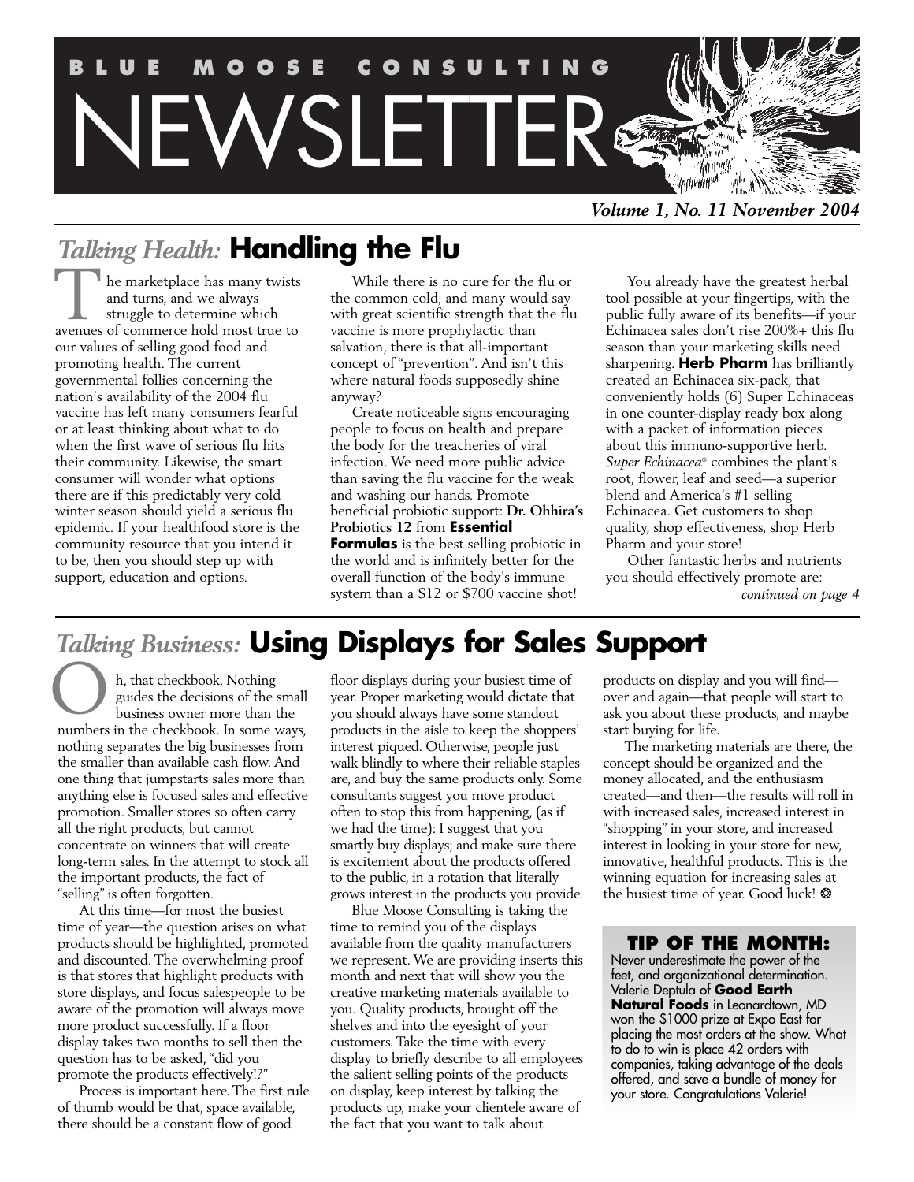# BLUE MOOSE CONSULTING NEWSLETTER

*Volume 1, No. 11 November 2004*

## *Talking Health:* Handling the Flu

The marketplace has many twists and turns, and we always struggle to determine which avenues of commerce hold most true to our values of selling good food and promoting health. The current governmental follies concerning the nation's availability of the 2004 flu vaccine has left many consumers fearful or at least thinking about what to do when the first wave of serious flu hits their community. Likewise, the smart consumer will wonder what options there are if this predictably very cold winter season should yield a serious flu epidemic. If your healthfood store is the community resource that you intend it to be, then you should step up with support, education and options.

While there is no cure for the flu or the common cold, and many would say with great scientific strength that the flu vaccine is more prophylactic than salvation, there is that all-important concept of "prevention". And isn't this where natural foods supposedly shine anyway?

Create noticeable signs encouraging people to focus on health and prepare the body for the treacheries of viral infection. We need more public advice than saving the flu vaccine for the weak and washing our hands. Promote beneficial probiotic support: **Dr. Ohhira's Probiotics 12** from **Essential Formulas** is the best selling probiotic in the world and is infinitely better for the overall function of the body's immune system than a $12 or $700 vaccine shot!

You already have the greatest herbal tool possible at your fingertips, with the public fully aware of its benefits—if your Echinacea sales don't rise 200%+ this flu season than your marketing skills need sharpening. **Herb Pharm** has brilliantly created an Echinacea six-pack, that conveniently holds (6) Super Echinaceas in one counter-display ready box along with a packet of information pieces about this immuno-supportive herb. *Super Echinacea*® combines the plant's root, flower, leaf and seed—a superior blend and America's #1 selling Echinacea. Get customers to shop quality, shop effectiveness, shop Herb Pharm and your store!

Other fantastic herbs and nutrients you should effectively promote are:

*continued on page 4*

## *Talking Business:* Using Displays for Sales Support

Oh, that checkbook. Nothing guides the decisions of the small business owner more than the numbers in the checkbook. In some ways, nothing separates the big businesses from the smaller than available cash flow. And one thing that jumpstarts sales more than anything else is focused sales and effective promotion. Smaller stores so often carry all the right products, but cannot concentrate on winners that will create long-term sales. In the attempt to stock all the important products, the fact of "selling" is often forgotten.

At this time—for most the busiest time of year—the question arises on what products should be highlighted, promoted and discounted. The overwhelming proof is that stores that highlight products with store displays, and focus salespeople to be aware of the promotion will always move more product successfully. If a floor display takes two months to sell then the question has to be asked, "did you promote the products effectively!?"

Process is important here. The first rule of thumb would be that, space available, there should be a constant flow of good floor displays during your busiest time of year. Proper marketing would dictate that you should always have some standout products in the aisle to keep the shoppers' interest piqued. Otherwise, people just walk blindly to where their reliable staples are, and buy the same products only. Some consultants suggest you move product often to stop this from happening, (as if we had the time): I suggest that you smartly buy displays; and make sure there is excitement about the products offered to the public, in a rotation that literally grows interest in the products you provide.

Blue Moose Consulting is taking the time to remind you of the displays available from the quality manufacturers we represent. We are providing inserts this month and next that will show you the creative marketing materials available to you. Quality products, brought off the shelves and into the eyesight of your customers. Take the time with every display to briefly describe to all employees the salient selling points of the products on display, keep interest by talking the products up, make your clientele aware of the fact that you want to talk about products on display and you will find—over and again—that people will start to ask you about these products, and maybe start buying for life.

The marketing materials are there, the concept should be organized and the money allocated, and the enthusiasm created—and then—the results will roll in with increased sales, increased interest in "shopping" in your store, and increased interest in looking in your store for new, innovative, healthful products. This is the winning equation for increasing sales at the busiest time of year. Good luck! ❂

### TIP OF THE MONTH:

Never underestimate the power of the feet, and organizational determination. Valerie Deptula of **Good Earth Natural Foods** in Leonardtown, MD won the $1000 prize at Expo East for placing the most orders at the show. What to do to win is place 42 orders with companies, taking advantage of the deals offered, and save a bundle of money for your store. Congratulations Valerie!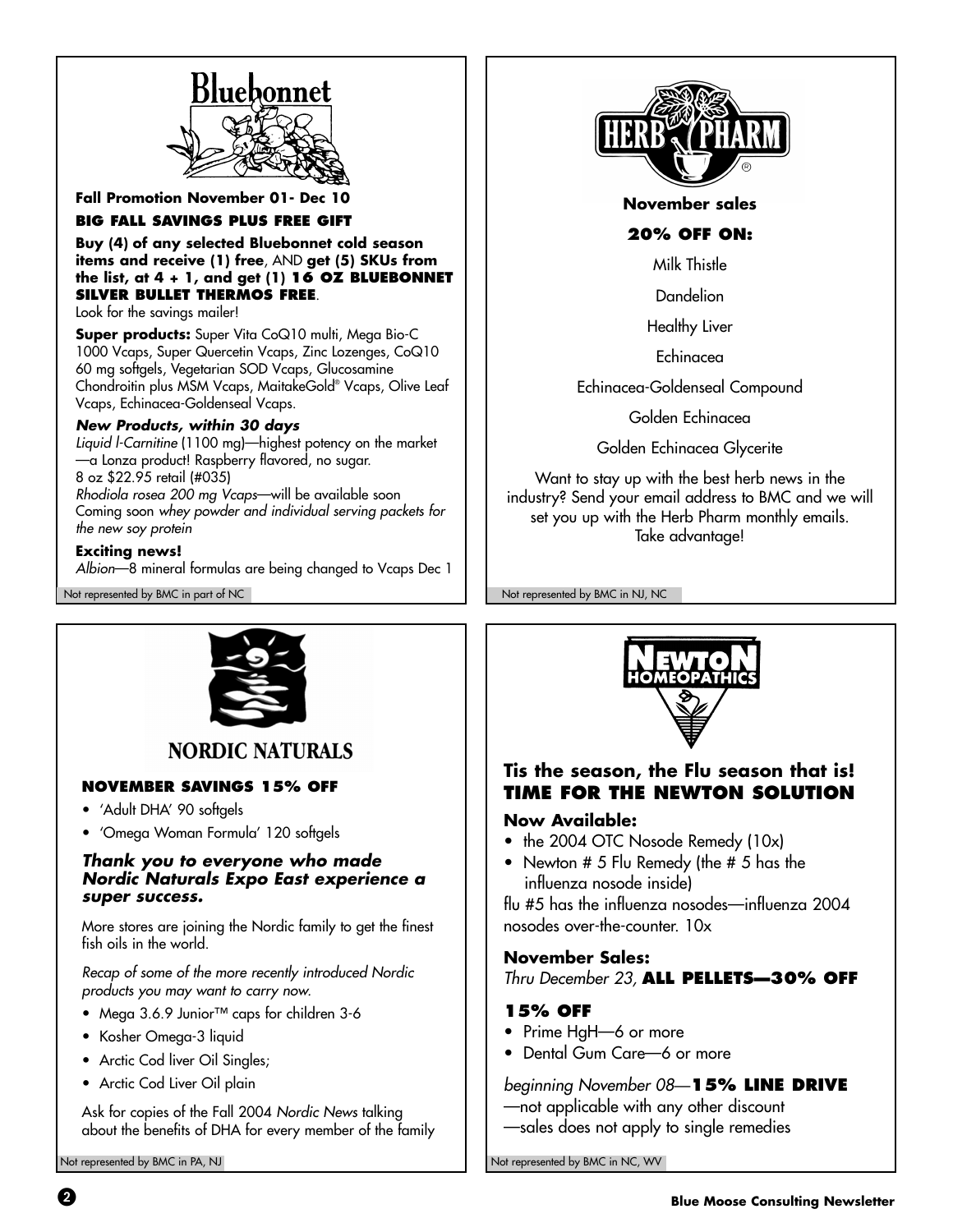## Bluebonnet

**Fall Promotion November 01- Dec 10**

**BIG FALL SAVINGS PLUS FREE GIFT**

**Buy (4) of any selected Bluebonnet cold season items and receive (1) free**, AND **get (5) SKUs from the list, at 4 + 1, and get (1) 16 OZ BLUEBONNET SILVER BULLET THERMOS FREE**.

Look for the savings mailer!

**Super products:** Super Vita CoQ10 multi, Mega Bio-C 1000 Vcaps, Super Quercetin Vcaps, Zinc Lozenges, CoQ10 60 mg softgels, Vegetarian SOD Vcaps, Glucosamine Chondroitin plus MSM Vcaps, MaitakeGold® Vcaps, Olive Leaf Vcaps, Echinacea-Goldenseal Vcaps.

***New Products, within 30 days***

*Liquid l-Carnitine* (1100 mg)—highest potency on the market —a Lonza product! Raspberry flavored, no sugar. 8 oz $22.95 retail (#035)

*Rhodiola rosea 200 mg Vcaps*—will be available soon

Coming soon *whey powder and individual serving packets for the new soy protein*

**Exciting news!**

*Albion*—8 mineral formulas are being changed to Vcaps Dec 1

Not represented by BMC in part of NC

## HERB PHARM

**November sales**

**20% OFF ON:**

Milk Thistle

Dandelion

Healthy Liver

Echinacea

Echinacea-Goldenseal Compound

Golden Echinacea

Golden Echinacea Glycerite

Want to stay up with the best herb news in the industry? Send your email address to BMC and we will set you up with the Herb Pharm monthly emails. Take advantage!

Not represented by BMC in NJ, NC

## NORDIC NATURALS

**NOVEMBER SAVINGS 15% OFF**

- 'Adult DHA' 90 softgels
- 'Omega Woman Formula' 120 softgels

***Thank you to everyone who made Nordic Naturals Expo East experience a super success.***

More stores are joining the Nordic family to get the finest fish oils in the world.

*Recap of some of the more recently introduced Nordic products you may want to carry now.*

- Mega 3.6.9 Junior™ caps for children 3-6
- Kosher Omega-3 liquid
- Arctic Cod liver Oil Singles;
- Arctic Cod Liver Oil plain

Ask for copies of the Fall 2004 *Nordic News* talking about the benefits of DHA for every member of the family

Not represented by BMC in PA, NJ

## NEWTON HOMEOPATHICS

### Tis the season, the Flu season that is! TIME FOR THE NEWTON SOLUTION

**Now Available:**

- the 2004 OTC Nosode Remedy (10x)
- Newton # 5 Flu Remedy (the # 5 has the influenza nosode inside)

flu #5 has the influenza nosodes—influenza 2004 nosodes over-the-counter. 10x

**November Sales:**

*Thru December 23,* **ALL PELLETS—30% OFF**

**15% OFF**

- Prime HgH—6 or more
- Dental Gum Care—6 or more

*beginning November 08*—**15% LINE DRIVE**

—not applicable with any other discount

—sales does not apply to single remedies

Not represented by BMC in NC, WV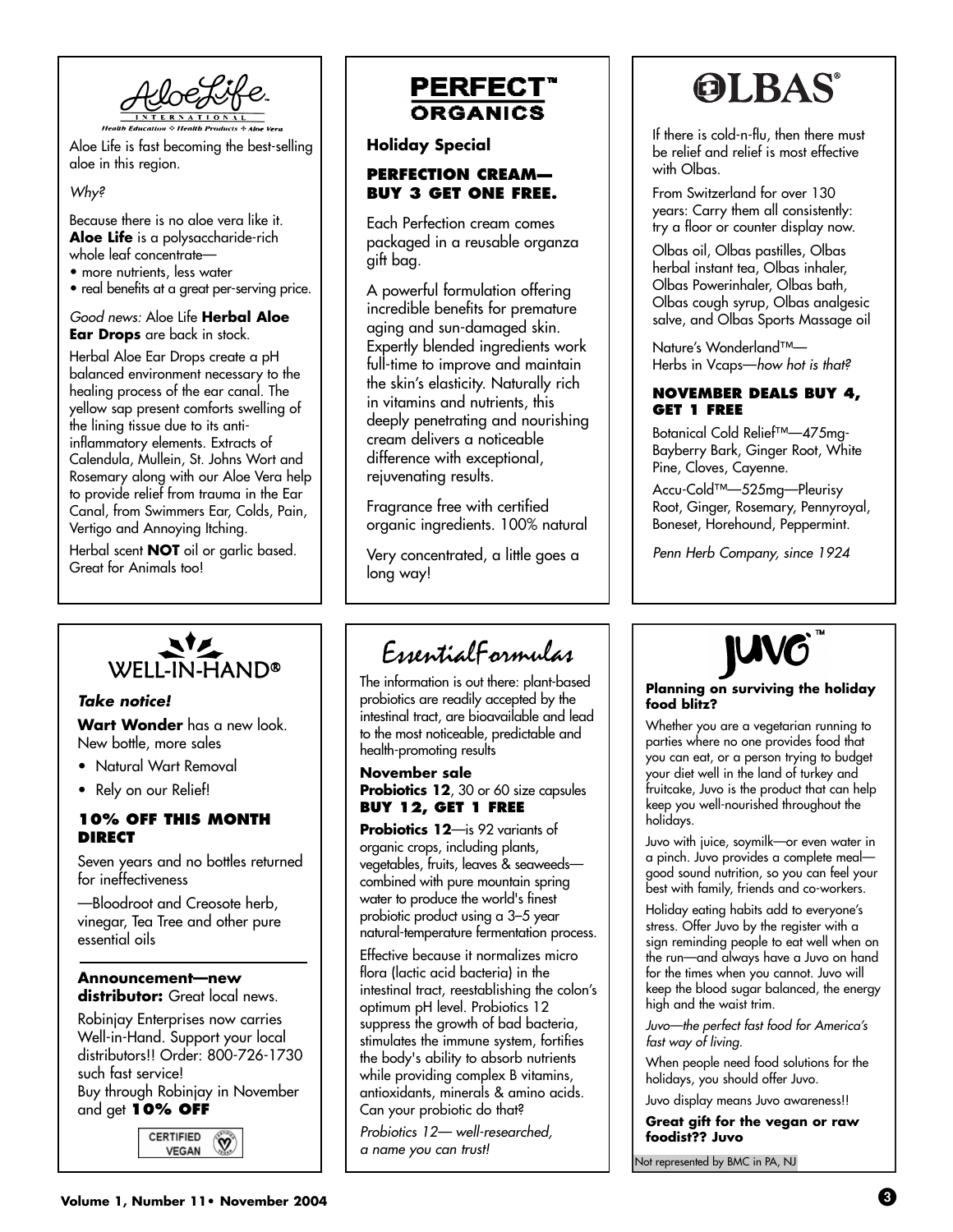## AloeLife INTERNATIONAL

*Health Education ✣ Health Products ✣ Aloe Vera*

Aloe Life is fast becoming the best-selling aloe in this region.

*Why?*

Because there is no aloe vera like it. **Aloe Life** is a polysaccharide-rich whole leaf concentrate—

- more nutrients, less water
- real benefits at a great per-serving price.

*Good news:* Aloe Life **Herbal Aloe Ear Drops** are back in stock.

Herbal Aloe Ear Drops create a pH balanced environment necessary to the healing process of the ear canal. The yellow sap present comforts swelling of the lining tissue due to its anti-inflammatory elements. Extracts of Calendula, Mullein, St. Johns Wort and Rosemary along with our Aloe Vera help to provide relief from trauma in the Ear Canal, from Swimmers Ear, Colds, Pain, Vertigo and Annoying Itching.

Herbal scent **NOT** oil or garlic based. Great for Animals too!

## PERFECT™ ORGANICS

**Holiday Special**

**PERFECTION CREAM—BUY 3 GET ONE FREE.**

Each Perfection cream comes packaged in a reusable organza gift bag.

A powerful formulation offering incredible benefits for premature aging and sun-damaged skin. Expertly blended ingredients work full-time to improve and maintain the skin's elasticity. Naturally rich in vitamins and nutrients, this deeply penetrating and nourishing cream delivers a noticeable difference with exceptional, rejuvenating results.

Fragrance free with certified organic ingredients. 100% natural

Very concentrated, a little goes a long way!

## OLBAS®

If there is cold-n-flu, then there must be relief and relief is most effective with Olbas.

From Switzerland for over 130 years: Carry them all consistently: try a floor or counter display now.

Olbas oil, Olbas pastilles, Olbas herbal instant tea, Olbas inhaler, Olbas Powerinhaler, Olbas bath, Olbas cough syrup, Olbas analgesic salve, and Olbas Sports Massage oil

Nature's Wonderland™—
Herbs in Vcaps—*how hot is that?*

**NOVEMBER DEALS BUY 4, GET 1 FREE**

Botanical Cold Relief™—475mg-Bayberry Bark, Ginger Root, White Pine, Cloves, Cayenne.

Accu-Cold™—525mg—Pleurisy Root, Ginger, Rosemary, Pennyroyal, Boneset, Horehound, Peppermint.

*Penn Herb Company, since 1924*

## WELL-IN-HAND®

***Take notice!***

**Wart Wonder** has a new look. New bottle, more sales

- Natural Wart Removal
- Rely on our Relief!

**10% OFF THIS MONTH DIRECT**

Seven years and no bottles returned for ineffectiveness

—Bloodroot and Creosote herb, vinegar, Tea Tree and other pure essential oils

**Announcement—new distributor:** Great local news.

Robinjay Enterprises now carries Well-in-Hand. Support your local distributors!! Order: 800-726-1730 such fast service!
Buy through Robinjay in November and get **10% OFF**

CERTIFIED VEGAN

## EssentialFormulas

The information is out there: plant-based probiotics are readily accepted by the intestinal tract, are bioavailable and lead to the most noticeable, predictable and health-promoting results

**November sale**
**Probiotics 12**, 30 or 60 size capsules
**BUY 12, GET 1 FREE**

**Probiotics 12**—is 92 variants of organic crops, including plants, vegetables, fruits, leaves & seaweeds—combined with pure mountain spring water to produce the world's finest probiotic product using a 3–5 year natural-temperature fermentation process.

Effective because it normalizes micro flora (lactic acid bacteria) in the intestinal tract, reestablishing the colon's optimum pH level. Probiotics 12 suppress the growth of bad bacteria, stimulates the immune system, fortifies the body's ability to absorb nutrients while providing complex B vitamins, antioxidants, minerals & amino acids. Can your probiotic do that?

*Probiotics 12— well-researched, a name you can trust!*

## JUVO™

**Planning on surviving the holiday food blitz?**

Whether you are a vegetarian running to parties where no one provides food that you can eat, or a person trying to budget your diet well in the land of turkey and fruitcake, Juvo is the product that can help keep you well-nourished throughout the holidays.

Juvo with juice, soymilk—or even water in a pinch. Juvo provides a complete meal—good sound nutrition, so you can feel your best with family, friends and co-workers.

Holiday eating habits add to everyone's stress. Offer Juvo by the register with a sign reminding people to eat well when on the run—and always have a Juvo on hand for the times when you cannot. Juvo will keep the blood sugar balanced, the energy high and the waist trim.

*Juvo—the perfect fast food for America's fast way of living.*

When people need food solutions for the holidays, you should offer Juvo.

Juvo display means Juvo awareness!!

**Great gift for the vegan or raw foodist?? Juvo**

Not represented by BMC in PA, NJ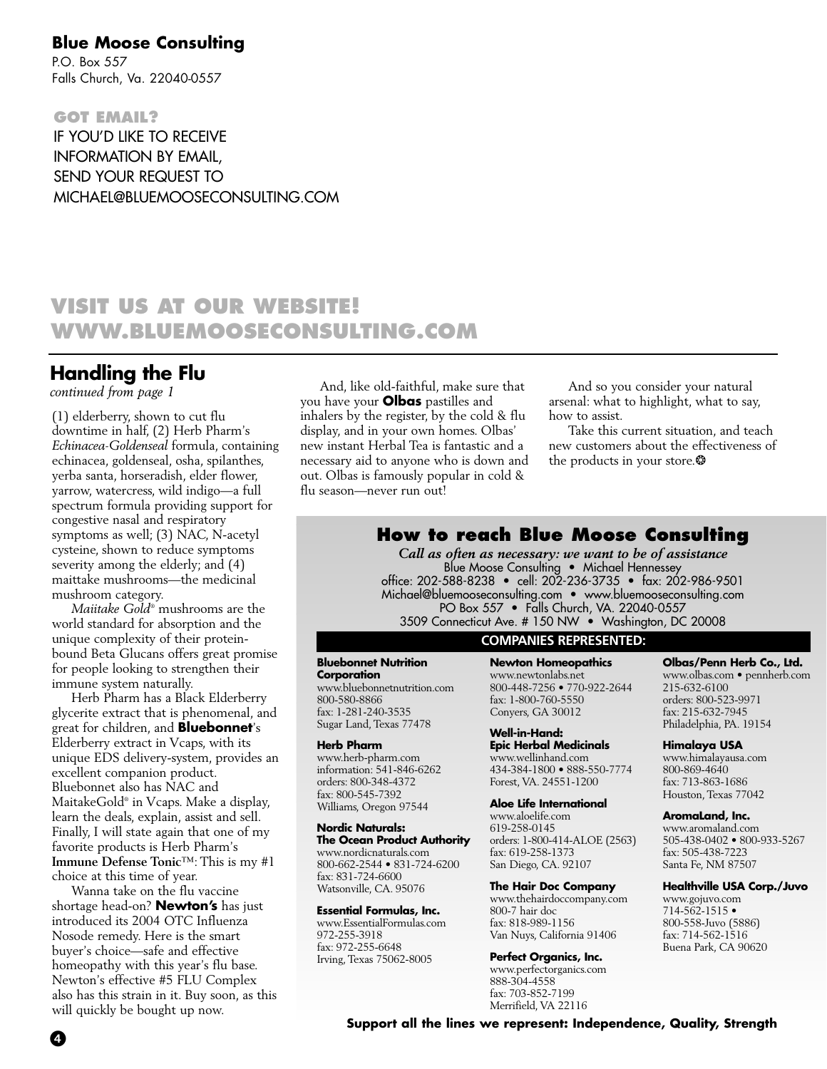**Blue Moose Consulting**

P.O. Box 557
Falls Church, Va. 22040-0557

**GOT EMAIL?**

IF YOU'D LIKE TO RECEIVE INFORMATION BY EMAIL, SEND YOUR REQUEST TO MICHAEL@BLUEMOOSECONSULTING.COM

## VISIT US AT OUR WEBSITE! WWW.BLUEMOOSECONSULTING.COM

## Handling the Flu

*continued from page 1*

(1) elderberry, shown to cut flu downtime in half, (2) Herb Pharm's *Echinacea-Goldenseal* formula, containing echinacea, goldenseal, osha, spilanthes, yerba santa, horseradish, elder flower, yarrow, watercress, wild indigo—a full spectrum formula providing support for congestive nasal and respiratory symptoms as well; (3) NAC, N-acetyl cysteine, shown to reduce symptoms severity among the elderly; and (4) maittake mushrooms—the medicinal mushroom category.

*Maiitake Gold*® mushrooms are the world standard for absorption and the unique complexity of their protein-bound Beta Glucans offers great promise for people looking to strengthen their immune system naturally.

Herb Pharm has a Black Elderberry glycerite extract that is phenomenal, and great for children, and **Bluebonnet**'s Elderberry extract in Vcaps, with its unique EDS delivery-system, provides an excellent companion product. Bluebonnet also has NAC and MaitakeGold® in Vcaps. Make a display, learn the deals, explain, assist and sell. Finally, I will state again that one of my favorite products is Herb Pharm's **Immune Defense Tonic**™: This is my #1 choice at this time of year.

Wanna take on the flu vaccine shortage head-on? **Newton's** has just introduced its 2004 OTC Influenza Nosode remedy. Here is the smart buyer's choice—safe and effective homeopathy with this year's flu base. Newton's effective #5 FLU Complex also has this strain in it. Buy soon, as this will quickly be bought up now.

And, like old-faithful, make sure that you have your **Olbas** pastilles and inhalers by the register, by the cold & flu display, and in your own homes. Olbas' new instant Herbal Tea is fantastic and a necessary aid to anyone who is down and out. Olbas is famously popular in cold & flu season—never run out!

And so you consider your natural arsenal: what to highlight, what to say, how to assist.

Take this current situation, and teach new customers about the effectiveness of the products in your store.

## How to reach Blue Moose Consulting

***Call as often as necessary: we want to be of assistance***

Blue Moose Consulting • Michael Hennessey
office: 202-588-8238 • cell: 202-236-3735 • fax: 202-986-9501
Michael@bluemooseconsulting.com • www.bluemooseconsulting.com
PO Box 557 • Falls Church, VA. 22040-0557
3509 Connecticut Ave. # 150 NW • Washington, DC 20008

### COMPANIES REPRESENTED:

**Bluebonnet Nutrition Corporation**
www.bluebonnetnutrition.com
800-580-8866
fax: 1-281-240-3535
Sugar Land, Texas 77478

**Herb Pharm**
www.herb-pharm.com
information: 541-846-6262
orders: 800-348-4372
fax: 800-545-7392
Williams, Oregon 97544

**Nordic Naturals: The Ocean Product Authority**
www.nordicnaturals.com
800-662-2544 • 831-724-6200
fax: 831-724-6600
Watsonville, CA. 95076

**Essential Formulas, Inc.**
www.EssentialFormulas.com
972-255-3918
fax: 972-255-6648
Irving, Texas 75062-8005

**Newton Homeopathics**
www.newtonlabs.net
800-448-7256 • 770-922-2644
fax: 1-800-760-5550
Conyers, GA 30012

**Well-in-Hand: Epic Herbal Medicinals**
www.wellinhand.com
434-384-1800 • 888-550-7774
Forest, VA. 24551-1200

**Aloe Life International**
www.aloelife.com
619-258-0145
orders: 1-800-414-ALOE (2563)
fax: 619-258-1373
San Diego, CA. 92107

**The Hair Doc Company**
www.thehairdoccompany.com
800-7 hair doc
fax: 818-989-1156
Van Nuys, California 91406

**Perfect Organics, Inc.**
www.perfectorganics.com
888-304-4558
fax: 703-852-7199
Merrifield, VA 22116

**Olbas/Penn Herb Co., Ltd.**
www.olbas.com • pennherb.com
215-632-6100
orders: 800-523-9971
fax: 215-632-7945
Philadelphia, PA. 19154

**Himalaya USA**
www.himalayausa.com
800-869-4640
fax: 713-863-1686
Houston, Texas 77042

**AromaLand, Inc.**
www.aromaland.com
505-438-0402 • 800-933-5267
fax: 505-438-7223
Santa Fe, NM 87507

**Healthville USA Corp./Juvo**
www.gojuvo.com
714-562-1515 •
800-558-Juvo (5886)
fax: 714-562-1516
Buena Park, CA 90620

**Support all the lines we represent: Independence, Quality, Strength**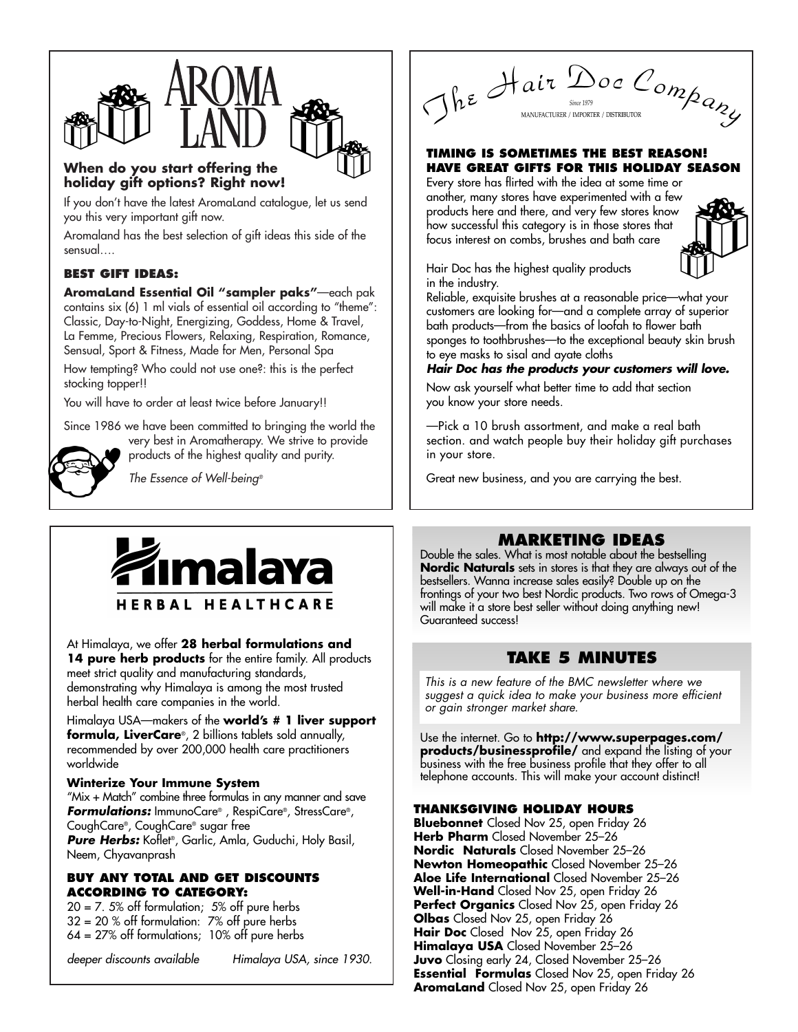# AROMA LAND

**When do you start offering the holiday gift options? Right now!**

If you don't have the latest AromaLand catalogue, let us send you this very important gift now.

Aromaland has the best selection of gift ideas this side of the sensual....

### BEST GIFT IDEAS:

**AromaLand Essential Oil "sampler paks"**—each pak contains six (6) 1 ml vials of essential oil according to "theme": Classic, Day-to-Night, Energizing, Goddess, Home & Travel, La Femme, Precious Flowers, Relaxing, Respiration, Romance, Sensual, Sport & Fitness, Made for Men, Personal Spa

How tempting? Who could not use one?: this is the perfect stocking topper!!

You will have to order at least twice before January!!

Since 1986 we have been committed to bringing the world the very best in Aromatherapy. We strive to provide products of the highest quality and purity.

*The Essence of Well-being®*

# The Hair Doc Company

Since 1979

MANUFACTURER / IMPORTER / DISTRIBUTOR

**TIMING IS SOMETIMES THE BEST REASON! HAVE GREAT GIFTS FOR THIS HOLIDAY SEASON**

Every store has flirted with the idea at some time or another, many stores have experimented with a few products here and there, and very few stores know how successful this category is in those stores that focus interest on combs, brushes and bath care

Hair Doc has the highest quality products in the industry.

Reliable, exquisite brushes at a reasonable price—what your customers are looking for—and a complete array of superior bath products—from the basics of loofah to flower bath sponges to toothbrushes—to the exceptional beauty skin brush to eye masks to sisal and ayate cloths

***Hair Doc has the products your customers will love.***

Now ask yourself what better time to add that section you know your store needs.

—Pick a 10 brush assortment, and make a real bath section. and watch people buy their holiday gift purchases in your store.

Great new business, and you are carrying the best.

# Himalaya HERBAL HEALTHCARE

At Himalaya, we offer **28 herbal formulations and 14 pure herb products** for the entire family. All products meet strict quality and manufacturing standards, demonstrating why Himalaya is among the most trusted herbal health care companies in the world.

Himalaya USA—makers of the **world's # 1 liver support formula, LiverCare®**, 2 billions tablets sold annually, recommended by over 200,000 health care practitioners worldwide

**Winterize Your Immune System**

"Mix + Match" combine three formulas in any manner and save

***Formulations:*** ImmunoCare®, RespiCare®, StressCare®, CoughCare®, CoughCare® sugar free

***Pure Herbs:*** Koflet®, Garlic, Amla, Guduchi, Holy Basil, Neem, Chyavanprash

**BUY ANY TOTAL AND GET DISCOUNTS ACCORDING TO CATEGORY:**

20 = 7. 5% off formulation; 5% off pure herbs
32 = 20 % off formulation: 7% off pure herbs
64 = 27% off formulations; 10% off pure herbs

*deeper discounts available* *Himalaya USA, since 1930.*

## MARKETING IDEAS

Double the sales. What is most notable about the bestselling **Nordic Naturals** sets in stores is that they are always out of the bestsellers. Wanna increase sales easily? Double up on the frontings of your two best Nordic products. Two rows of Omega-3 will make it a store best seller without doing anything new! Guaranteed success!

## TAKE 5 MINUTES

*This is a new feature of the BMC newsletter where we suggest a quick idea to make your business more efficient or gain stronger market share.*

Use the internet. Go to **http://www.superpages.com/products/businessprofile/** and expand the listing of your business with the free business profile that they offer to all telephone accounts. This will make your account distinct!

### THANKSGIVING HOLIDAY HOURS

**Bluebonnet** Closed Nov 25, open Friday 26
**Herb Pharm** Closed November 25–26
**Nordic Naturals** Closed November 25–26
**Newton Homeopathic** Closed November 25–26
**Aloe Life International** Closed November 25–26
**Well-in-Hand** Closed Nov 25, open Friday 26
**Perfect Organics** Closed Nov 25, open Friday 26
**Olbas** Closed Nov 25, open Friday 26
**Hair Doc** Closed Nov 25, open Friday 26
**Himalaya USA** Closed November 25–26
**Juvo** Closing early 24, Closed November 25–26
**Essential Formulas** Closed Nov 25, open Friday 26
**AromaLand** Closed Nov 25, open Friday 26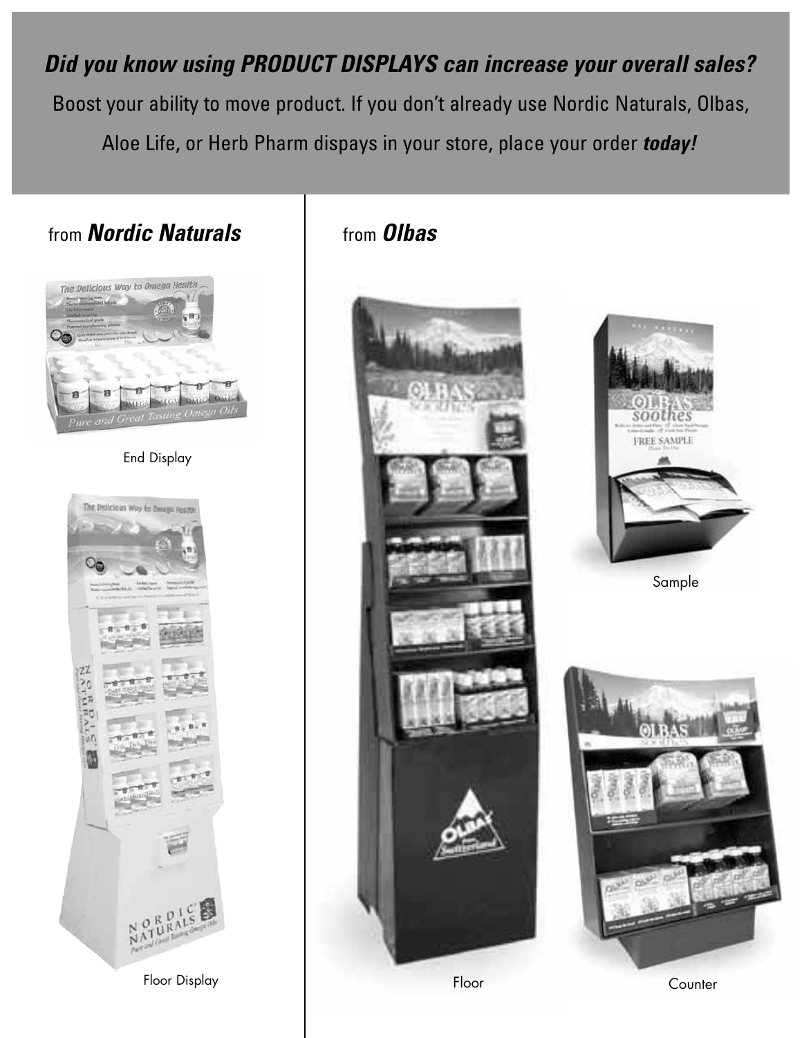***Did you know using PRODUCT DISPLAYS can increase your overall sales?***

Boost your ability to move product. If you don't already use Nordic Naturals, Olbas, Aloe Life, or Herb Pharm dispays in your store, place your order ***today!***

## from ***Nordic Naturals***

End Display

Floor Display

## from ***Olbas***

Sample

Floor

Counter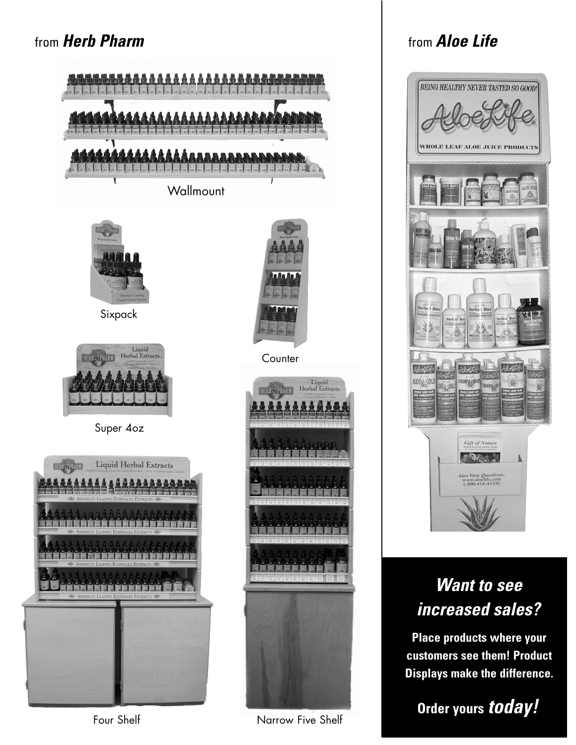from ***Herb Pharm***

Wallmount

Sixpack

Counter

Super 4oz

Four Shelf

Narrow Five Shelf

from ***Aloe Life***

## *Want to see increased sales?*

**Place products where your customers see them! Product Displays make the difference.**

**Order yours *today!***